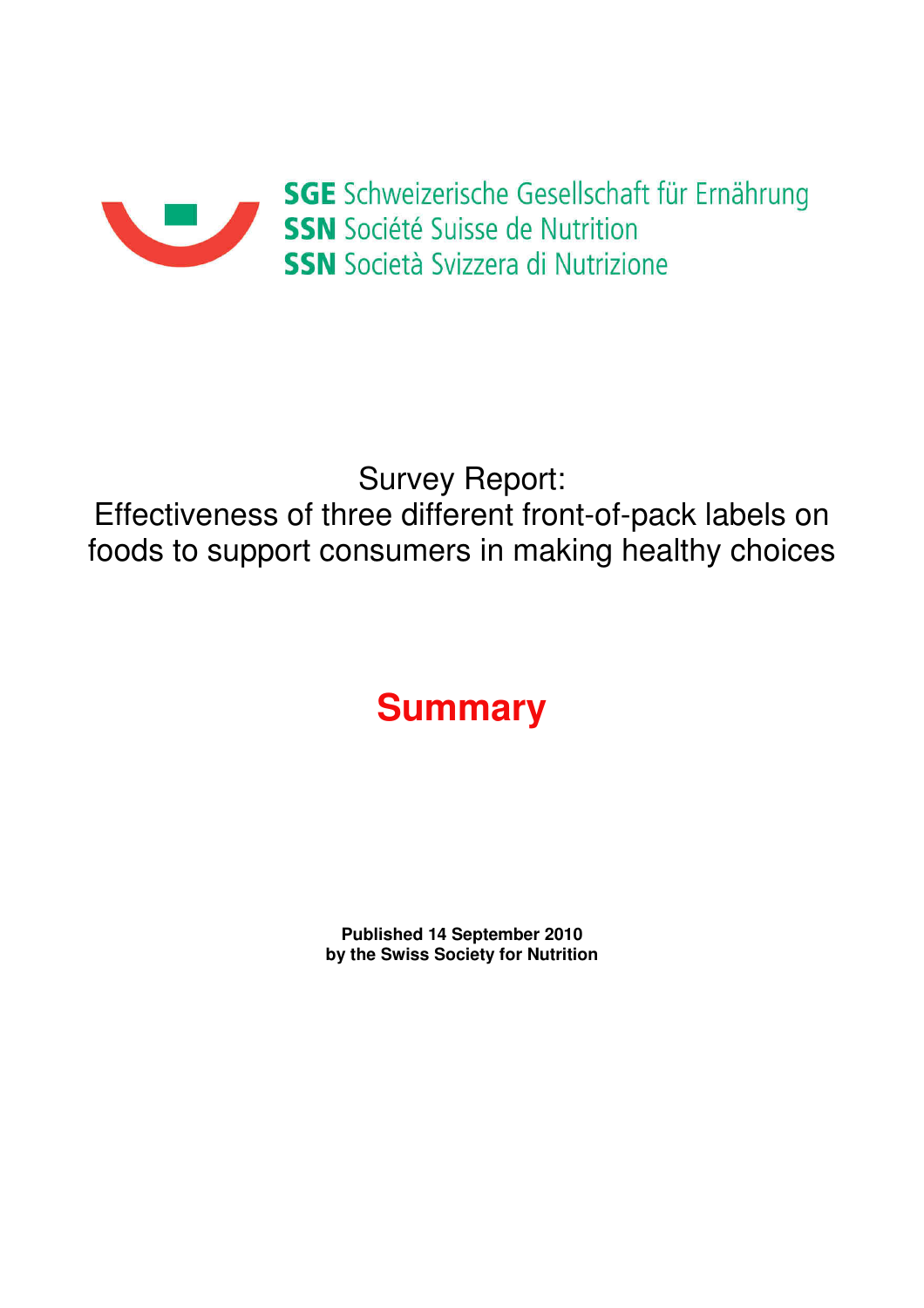**SGE** Schweizerische Gesellschaft für Ernährung
**SSN** Société Suisse de Nutrition
**SSN** Società Svizzera di Nutrizione

# Survey Report: Effectiveness of three different front-of-pack labels on foods to support consumers in making healthy choices

## Summary

**Published 14 September 2010**
**by the Swiss Society for Nutrition**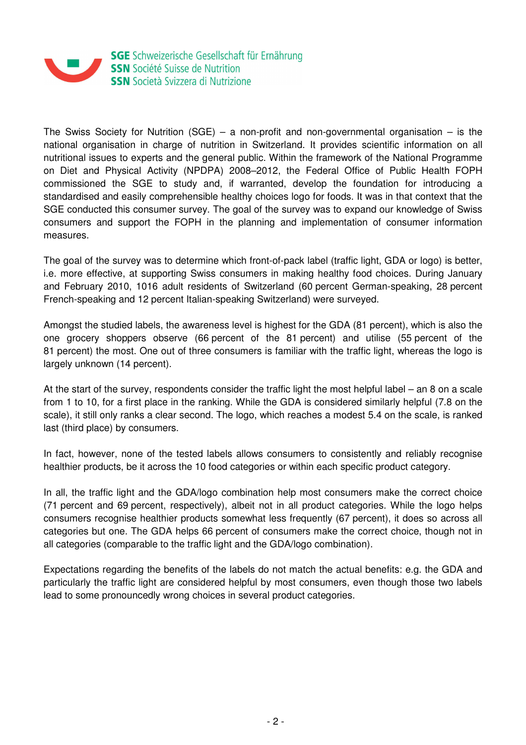SGE Schweizerische Gesellschaft für Ernährung
SSN Société Suisse de Nutrition
SSN Società Svizzera di Nutrizione

The Swiss Society for Nutrition (SGE) – a non-profit and non-governmental organisation – is the national organisation in charge of nutrition in Switzerland. It provides scientific information on all nutritional issues to experts and the general public. Within the framework of the National Programme on Diet and Physical Activity (NPDPA) 2008–2012, the Federal Office of Public Health FOPH commissioned the SGE to study and, if warranted, develop the foundation for introducing a standardised and easily comprehensible healthy choices logo for foods. It was in that context that the SGE conducted this consumer survey. The goal of the survey was to expand our knowledge of Swiss consumers and support the FOPH in the planning and implementation of consumer information measures.

The goal of the survey was to determine which front-of-pack label (traffic light, GDA or logo) is better, i.e. more effective, at supporting Swiss consumers in making healthy food choices. During January and February 2010, 1016 adult residents of Switzerland (60 percent German-speaking, 28 percent French-speaking and 12 percent Italian-speaking Switzerland) were surveyed.

Amongst the studied labels, the awareness level is highest for the GDA (81 percent), which is also the one grocery shoppers observe (66 percent of the 81 percent) and utilise (55 percent of the 81 percent) the most. One out of three consumers is familiar with the traffic light, whereas the logo is largely unknown (14 percent).

At the start of the survey, respondents consider the traffic light the most helpful label – an 8 on a scale from 1 to 10, for a first place in the ranking. While the GDA is considered similarly helpful (7.8 on the scale), it still only ranks a clear second. The logo, which reaches a modest 5.4 on the scale, is ranked last (third place) by consumers.

In fact, however, none of the tested labels allows consumers to consistently and reliably recognise healthier products, be it across the 10 food categories or within each specific product category.

In all, the traffic light and the GDA/logo combination help most consumers make the correct choice (71 percent and 69 percent, respectively), albeit not in all product categories. While the logo helps consumers recognise healthier products somewhat less frequently (67 percent), it does so across all categories but one. The GDA helps 66 percent of consumers make the correct choice, though not in all categories (comparable to the traffic light and the GDA/logo combination).

Expectations regarding the benefits of the labels do not match the actual benefits: e.g. the GDA and particularly the traffic light are considered helpful by most consumers, even though those two labels lead to some pronouncedly wrong choices in several product categories.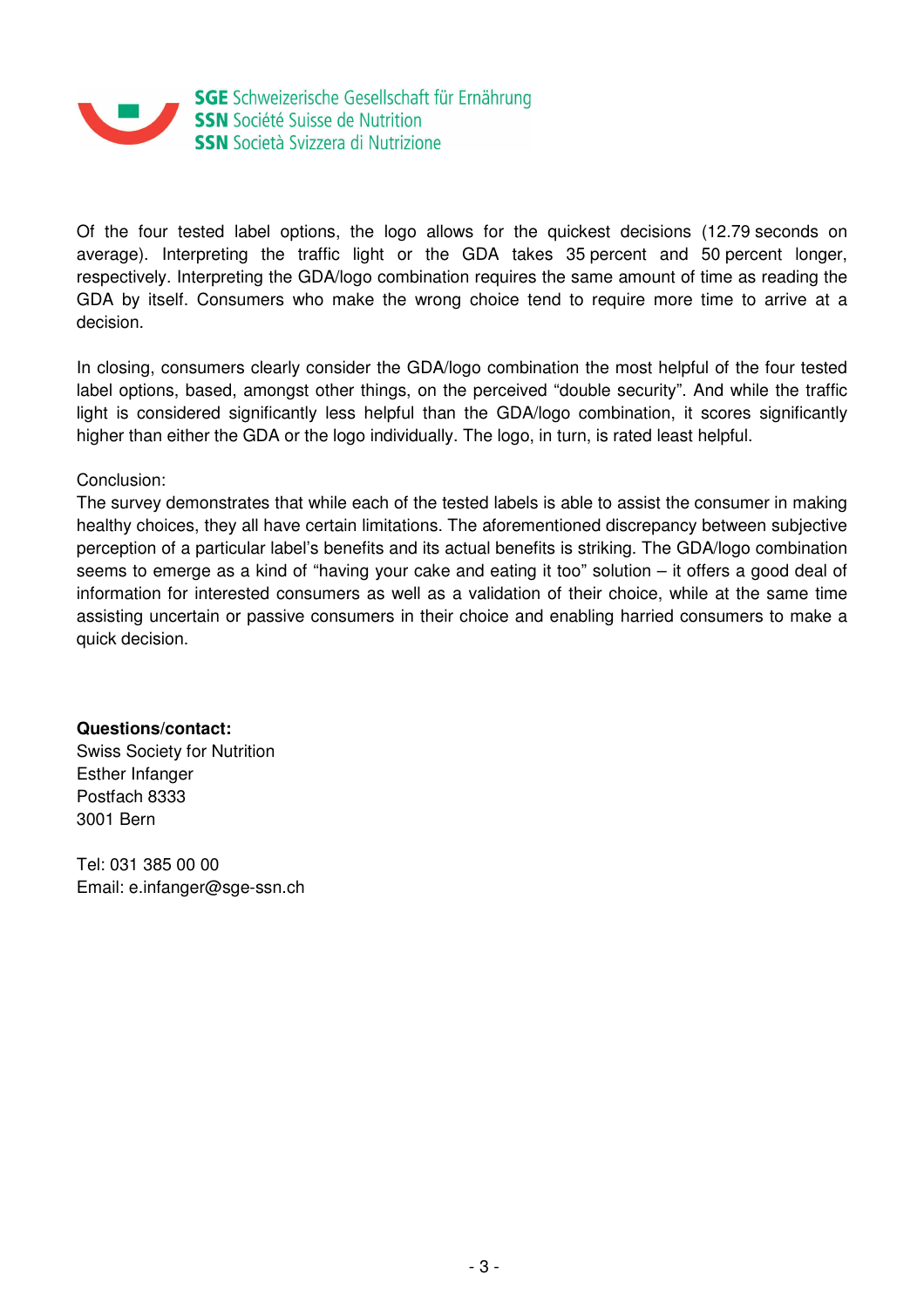SGE Schweizerische Gesellschaft für Ernährung
SSN Société Suisse de Nutrition
SSN Società Svizzera di Nutrizione

Of the four tested label options, the logo allows for the quickest decisions (12.79 seconds on average). Interpreting the traffic light or the GDA takes 35 percent and 50 percent longer, respectively. Interpreting the GDA/logo combination requires the same amount of time as reading the GDA by itself. Consumers who make the wrong choice tend to require more time to arrive at a decision.

In closing, consumers clearly consider the GDA/logo combination the most helpful of the four tested label options, based, amongst other things, on the perceived “double security”. And while the traffic light is considered significantly less helpful than the GDA/logo combination, it scores significantly higher than either the GDA or the logo individually. The logo, in turn, is rated least helpful.

Conclusion:
The survey demonstrates that while each of the tested labels is able to assist the consumer in making healthy choices, they all have certain limitations. The aforementioned discrepancy between subjective perception of a particular label’s benefits and its actual benefits is striking. The GDA/logo combination seems to emerge as a kind of “having your cake and eating it too” solution – it offers a good deal of information for interested consumers as well as a validation of their choice, while at the same time assisting uncertain or passive consumers in their choice and enabling harried consumers to make a quick decision.

**Questions/contact:**
Swiss Society for Nutrition
Esther Infanger
Postfach 8333
3001 Bern

Tel: 031 385 00 00
Email: e.infanger@sge-ssn.ch